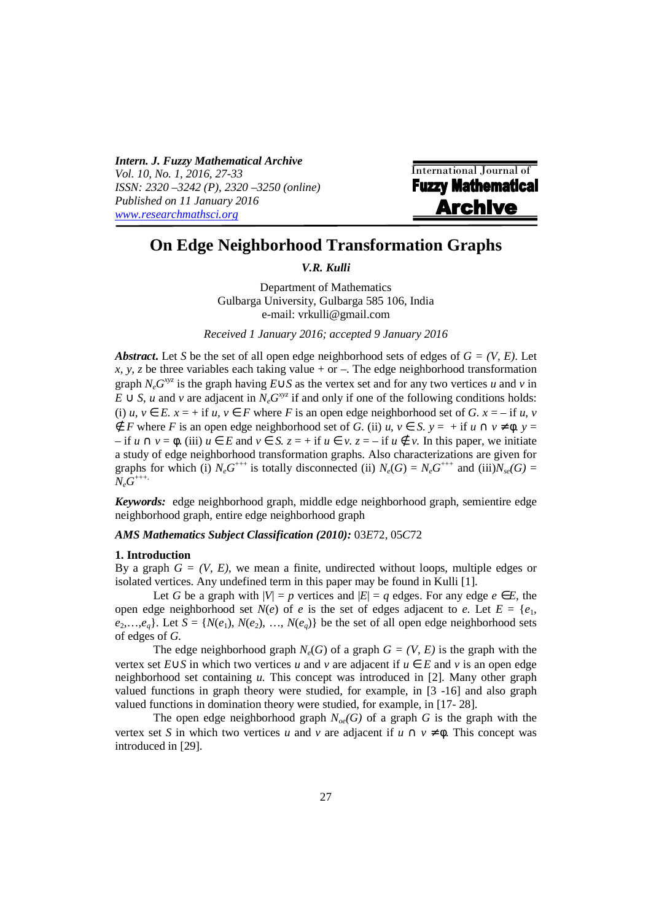*Intern. J. Fuzzy Mathematical Archive*
*Vol. 10, No. 1, 2016, 27-33*
*ISSN: 2320 –3242 (P), 2320 –3250 (online)*
*Published on 11 January 2016*
*www.researchmathsci.org*

International Journal of **Fuzzy Mathematical Archive**

# On Edge Neighborhood Transformation Graphs

***V.R. Kulli***

Department of Mathematics
Gulbarga University, Gulbarga 585 106, India
e-mail: vrkulli@gmail.com

*Received 1 January 2016; accepted 9 January 2016*

***Abstract.*** Let $S$ be the set of all open edge neighborhood sets of edges of $G = (V, E)$. Let $x, y, z$ be three variables each taking value + or –. The edge neighborhood transformation graph $N_eG^{xyz}$ is the graph having $E \cup S$ as the vertex set and for any two vertices $u$ and $v$ in $E \cup S$, $u$ and $v$ are adjacent in $N_eG^{xyz}$ if and only if one of the following conditions holds: (i) $u, v \in E$. $x = +$ if $u, v \in F$ where $F$ is an open edge neighborhood set of $G$. $x = -$ if $u, v \notin F$ where $F$ is an open edge neighborhood set of $G$. (ii) $u, v \in S$. $y = +$ if $u \cap v \neq \phi$. $y = -$ if $u \cap v = \phi$. (iii) $u \in E$ and $v \in S$. $z = +$ if $u \in v$. $z = -$ if $u \notin v$. In this paper, we initiate a study of edge neighborhood transformation graphs. Also characterizations are given for graphs for which (i) $N_eG^{+++}$ is totally disconnected (ii) $N_e(G) = N_eG^{+++}$ and (iii)$N_{se}(G) = N_eG^{+++}$.

***Keywords:*** edge neighborhood graph, middle edge neighborhood graph, semientire edge neighborhood graph, entire edge neighborhood graph

***AMS Mathematics Subject Classification (2010):*** 03E72, 05C72

## 1. Introduction

By a graph $G = (V, E)$, we mean a finite, undirected without loops, multiple edges or isolated vertices. Any undefined term in this paper may be found in Kulli [1].

Let $G$ be a graph with $|V| = p$ vertices and $|E| = q$ edges. For any edge $e \in E$, the open edge neighborhood set $N(e)$ of $e$ is the set of edges adjacent to $e$. Let $E = \{e_1, e_2,\ldots,e_q\}$. Let $S = \{N(e_1), N(e_2), \ldots, N(e_q)\}$ be the set of all open edge neighborhood sets of edges of $G$.

The edge neighborhood graph $N_e(G)$ of a graph $G = (V, E)$ is the graph with the vertex set $E \cup S$ in which two vertices $u$ and $v$ are adjacent if $u \in E$ and $v$ is an open edge neighborhood set containing $u$. This concept was introduced in [2]. Many other graph valued functions in graph theory were studied, for example, in [3 -16] and also graph valued functions in domination theory were studied, for example, in [17- 28].

The open edge neighborhood graph $N_{oe}(G)$ of a graph $G$ is the graph with the vertex set $S$ in which two vertices $u$ and $v$ are adjacent if $u \cap v \neq \phi$. This concept was introduced in [29].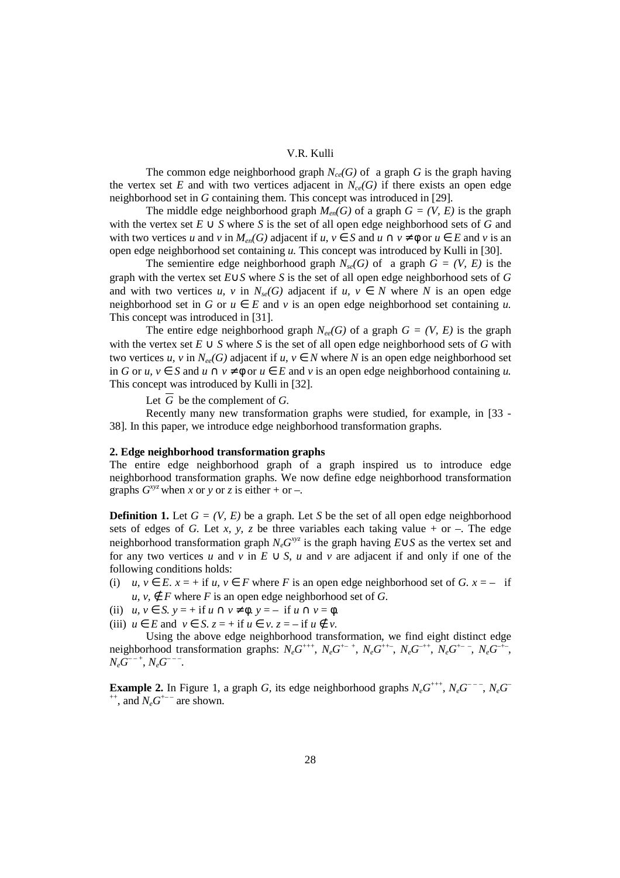The common edge neighborhood graph $N_{ce}(G)$ of a graph $G$ is the graph having the vertex set $E$ and with two vertices adjacent in $N_{ce}(G)$ if there exists an open edge neighborhood set in $G$ containing them. This concept was introduced in [29].

The middle edge neighborhood graph $M_{en}(G)$ of a graph $G = (V, E)$ is the graph with the vertex set $E \cup S$ where $S$ is the set of all open edge neighborhood sets of $G$ and with two vertices $u$ and $v$ in $M_{en}(G)$ adjacent if $u, v \in S$ and $u \cap v \neq \phi$ or $u \in E$ and $v$ is an open edge neighborhood set containing $u$. This concept was introduced by Kulli in [30].

The semientire edge neighborhood graph $N_{se}(G)$ of a graph $G = (V, E)$ is the graph with the vertex set $E \cup S$ where $S$ is the set of all open edge neighborhood sets of $G$ and with two vertices $u, v$ in $N_{se}(G)$ adjacent if $u, v \in N$ where $N$ is an open edge neighborhood set in $G$ or $u \in E$ and $v$ is an open edge neighborhood set containing $u$. This concept was introduced in [31].

The entire edge neighborhood graph $N_{ee}(G)$ of a graph $G = (V, E)$ is the graph with the vertex set $E \cup S$ where $S$ is the set of all open edge neighborhood sets of $G$ with two vertices $u, v$ in $N_{ee}(G)$ adjacent if $u, v \in N$ where $N$ is an open edge neighborhood set in $G$ or $u, v \in S$ and $u \cap v \neq \phi$ or $u \in E$ and $v$ is an open edge neighborhood containing $u$. This concept was introduced by Kulli in [32].

Let $\overline{G}$ be the complement of $G$.

Recently many new transformation graphs were studied, for example, in [33 - 38]. In this paper, we introduce edge neighborhood transformation graphs.

## 2. Edge neighborhood transformation graphs

The entire edge neighborhood graph of a graph inspired us to introduce edge neighborhood transformation graphs. We now define edge neighborhood transformation graphs $G^{xyz}$ when $x$ or $y$ or $z$ is either + or –.

**Definition 1.** Let $G = (V, E)$ be a graph. Let $S$ be the set of all open edge neighborhood sets of edges of $G$. Let $x, y, z$ be three variables each taking value + or –. The edge neighborhood transformation graph $N_eG^{xyz}$ is the graph having $E \cup S$ as the vertex set and for any two vertices $u$ and $v$ in $E \cup S$, $u$ and $v$ are adjacent if and only if one of the following conditions holds:

(i) $u, v \in E$. $x = +$ if $u, v \in F$ where $F$ is an open edge neighborhood set of $G$. $x = –$ if $u, v, \notin F$ where $F$ is an open edge neighborhood set of $G$.

(ii) $u, v \in S$. $y = +$ if $u \cap v \neq \phi$. $y = –$ if $u \cap v = \phi$.

(iii) $u \in E$ and $v \in S$. $z = +$ if $u \in v$. $z = –$ if $u \notin v$.

Using the above edge neighborhood transformation, we find eight distinct edge neighborhood transformation graphs: $N_eG^{+++}$, $N_eG^{+-+}$, $N_eG^{++-}$, $N_eG^{-++}$, $N_eG^{+--}$, $N_eG^{-+-}$, $N_eG^{--+}$, $N_eG^{---}$.

**Example 2.** In Figure 1, a graph $G$, its edge neighborhood graphs $N_eG^{+++}$, $N_eG^{---}$, $N_eG^{-++}$, and $N_eG^{+--}$ are shown.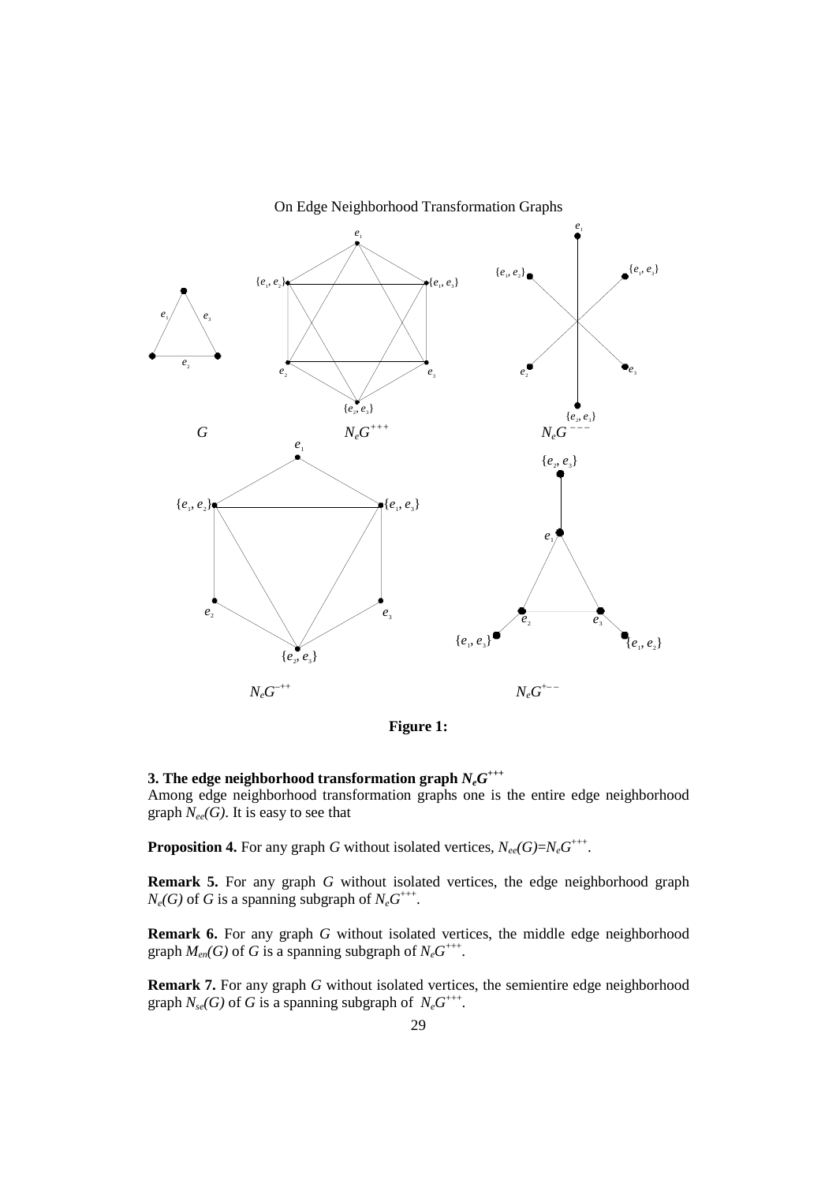**Figure 1:**

**3. The edge neighborhood transformation graph $N_eG^{+++}$**

Among edge neighborhood transformation graphs one is the entire edge neighborhood graph $N_{ee}(G)$. It is easy to see that

**Proposition 4.** For any graph $G$ without isolated vertices, $N_{ee}(G)=N_eG^{+++}$.

**Remark 5.** For any graph $G$ without isolated vertices, the edge neighborhood graph $N_e(G)$ of $G$ is a spanning subgraph of $N_eG^{+++}$.

**Remark 6.** For any graph $G$ without isolated vertices, the middle edge neighborhood graph $M_{en}(G)$ of $G$ is a spanning subgraph of $N_eG^{+++}$.

**Remark 7.** For any graph $G$ without isolated vertices, the semientire edge neighborhood graph $N_{se}(G)$ of $G$ is a spanning subgraph of $N_eG^{+++}$.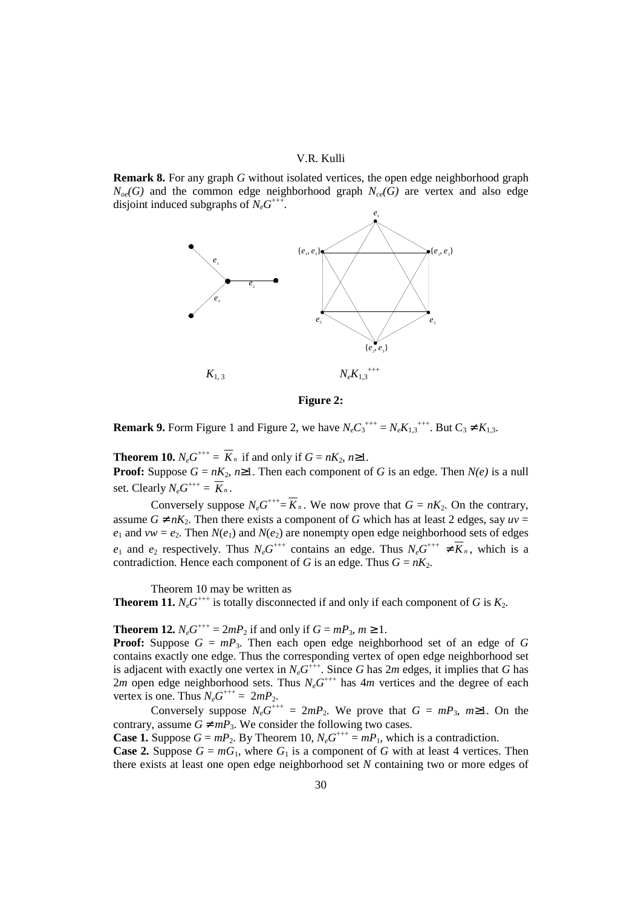**Remark 8.** For any graph $G$ without isolated vertices, the open edge neighborhood graph $N_{oe}(G)$ and the common edge neighborhood graph $N_{ce}(G)$ are vertex and also edge disjoint induced subgraphs of $N_eG^{+++}$.

$K_{1,3}$ $N_eK_{1,3}^{+++}$

**Figure 2:**

**Remark 9.** Form Figure 1 and Figure 2, we have $N_eC_3^{+++} = N_eK_{1,3}^{+++}$. But $C_3 \neq K_{1,3}$.

**Theorem 10.** $N_eG^{+++} = \overline{K}_n$ if and only if $G = nK_2$, $n\geq 1$.

**Proof:** Suppose $G = nK_2$, $n\geq 1$. Then each component of $G$ is an edge. Then $N(e)$ is a null set. Clearly $N_eG^{+++} = \overline{K}_n$.

Conversely suppose $N_eG^{+++} = \overline{K}_n$. We now prove that $G = nK_2$. On the contrary, assume $G \neq nK_2$. Then there exists a component of $G$ which has at least 2 edges, say $uv = e_1$ and $vw = e_2$. Then $N(e_1)$ and $N(e_2)$ are nonempty open edge neighborhood sets of edges $e_1$ and $e_2$ respectively. Thus $N_eG^{+++}$ contains an edge. Thus $N_eG^{+++} \neq \overline{K}_n$, which is a contradiction. Hence each component of $G$ is an edge. Thus $G = nK_2$.

Theorem 10 may be written as

**Theorem 11.** $N_eG^{+++}$ is totally disconnected if and only if each component of $G$ is $K_2$.

**Theorem 12.** $N_eG^{+++} = 2mP_2$ if and only if $G = mP_3$, $m \geq 1$.

**Proof:** Suppose $G = mP_3$. Then each open edge neighborhood set of an edge of $G$ contains exactly one edge. Thus the corresponding vertex of open edge neighborhood set is adjacent with exactly one vertex in $N_eG^{+++}$. Since $G$ has $2m$ edges, it implies that $G$ has $2m$ open edge neighborhood sets. Thus $N_eG^{+++}$ has $4m$ vertices and the degree of each vertex is one. Thus $N_eG^{+++} = 2mP_2$.

Conversely suppose $N_eG^{+++} = 2mP_2$. We prove that $G = mP_3$, $m\geq 1$. On the contrary, assume $G \neq mP_3$. We consider the following two cases.

**Case 1.** Suppose $G = mP_2$. By Theorem 10, $N_eG^{+++} = mP_1$, which is a contradiction.

**Case 2.** Suppose $G = mG_1$, where $G_1$ is a component of $G$ with at least 4 vertices. Then there exists at least one open edge neighborhood set $N$ containing two or more edges of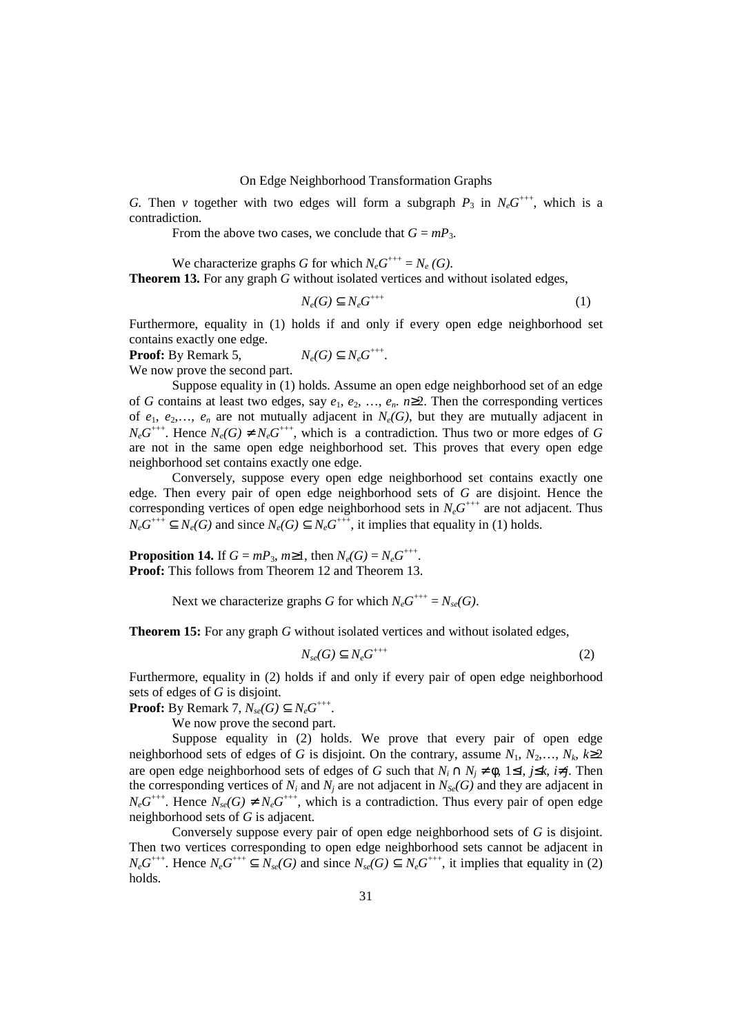$G$. Then $v$ together with two edges will form a subgraph $P_3$ in $N_eG^{+++}$, which is a contradiction.

From the above two cases, we conclude that $G = mP_3$.

We characterize graphs $G$ for which $N_eG^{+++} = N_e(G)$.

**Theorem 13.** For any graph $G$ without isolated vertices and without isolated edges,

$$N_e(G) \subseteq N_eG^{+++} \tag{1}$$

Furthermore, equality in (1) holds if and only if every open edge neighborhood set contains exactly one edge.

**Proof:** By Remark 5, $N_e(G) \subseteq N_eG^{+++}$.

We now prove the second part.

Suppose equality in (1) holds. Assume an open edge neighborhood set of an edge of $G$ contains at least two edges, say $e_1, e_2, \ldots, e_n$. $n\geq 2$. Then the corresponding vertices of $e_1, e_2, \ldots, e_n$ are not mutually adjacent in $N_e(G)$, but they are mutually adjacent in $N_eG^{+++}$. Hence $N_e(G) \neq N_eG^{+++}$, which is a contradiction. Thus two or more edges of $G$ are not in the same open edge neighborhood set. This proves that every open edge neighborhood set contains exactly one edge.

Conversely, suppose every open edge neighborhood set contains exactly one edge. Then every pair of open edge neighborhood sets of $G$ are disjoint. Hence the corresponding vertices of open edge neighborhood sets in $N_eG^{+++}$ are not adjacent. Thus $N_eG^{+++} \subseteq N_e(G)$ and since $N_e(G) \subseteq N_eG^{+++}$, it implies that equality in (1) holds.

**Proposition 14.** If $G = mP_3$, $m\geq 1$, then $N_e(G) = N_eG^{+++}$.

**Proof:** This follows from Theorem 12 and Theorem 13.

Next we characterize graphs $G$ for which $N_eG^{+++} = N_{se}(G)$.

**Theorem 15:** For any graph $G$ without isolated vertices and without isolated edges,

$$N_{se}(G) \subseteq N_eG^{+++} \tag{2}$$

Furthermore, equality in (2) holds if and only if every pair of open edge neighborhood sets of edges of $G$ is disjoint.

**Proof:** By Remark 7, $N_{se}(G) \subseteq N_eG^{+++}$.

We now prove the second part.

Suppose equality in (2) holds. We prove that every pair of open edge neighborhood sets of edges of $G$ is disjoint. On the contrary, assume $N_1, N_2, \ldots, N_k$, $k\geq 2$ are open edge neighborhood sets of edges of $G$ such that $N_i \cap N_j \neq \phi$, $1\leq i, j\leq k$, $i\neq j$. Then the corresponding vertices of $N_i$ and $N_j$ are not adjacent in $N_{Se}(G)$ and they are adjacent in $N_eG^{+++}$. Hence $N_{se}(G) \neq N_eG^{+++}$, which is a contradiction. Thus every pair of open edge neighborhood sets of $G$ is adjacent.

Conversely suppose every pair of open edge neighborhood sets of $G$ is disjoint. Then two vertices corresponding to open edge neighborhood sets cannot be adjacent in $N_eG^{+++}$. Hence $N_eG^{+++} \subseteq N_{se}(G)$ and since $N_{se}(G) \subseteq N_eG^{+++}$, it implies that equality in (2) holds.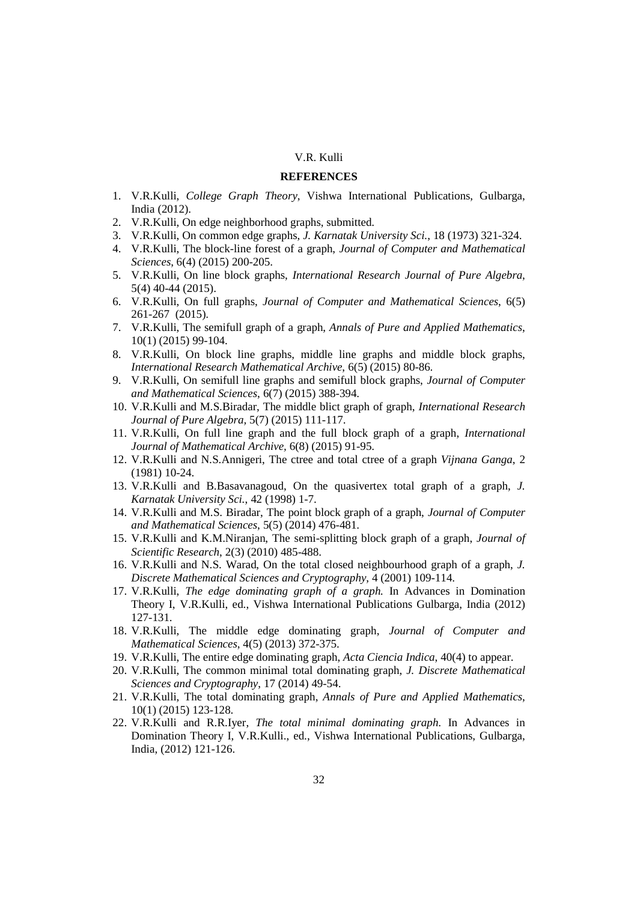## REFERENCES

1. V.R.Kulli, *College Graph Theory*, Vishwa International Publications, Gulbarga, India (2012).
2. V.R.Kulli, On edge neighborhood graphs, submitted.
3. V.R.Kulli, On common edge graphs, *J. Karnatak University Sci.*, 18 (1973) 321-324.
4. V.R.Kulli, The block-line forest of a graph, *Journal of Computer and Mathematical Sciences*, 6(4) (2015) 200-205.
5. V.R.Kulli, On line block graphs, *International Research Journal of Pure Algebra*, 5(4) 40-44 (2015).
6. V.R.Kulli, On full graphs, *Journal of Computer and Mathematical Sciences*, 6(5) 261-267 (2015).
7. V.R.Kulli, The semifull graph of a graph, *Annals of Pure and Applied Mathematics*, 10(1) (2015) 99-104.
8. V.R.Kulli, On block line graphs, middle line graphs and middle block graphs, *International Research Mathematical Archive*, 6(5) (2015) 80-86.
9. V.R.Kulli, On semifull line graphs and semifull block graphs, *Journal of Computer and Mathematical Sciences*, 6(7) (2015) 388-394.
10. V.R.Kulli and M.S.Biradar, The middle blict graph of graph, *International Research Journal of Pure Algebra,* 5(7) (2015) 111-117.
11. V.R.Kulli, On full line graph and the full block graph of a graph, *International Journal of Mathematical Archive,* 6(8) (2015) 91-95.
12. V.R.Kulli and N.S.Annigeri, The ctree and total ctree of a graph *Vijnana Ganga*, 2 (1981) 10-24.
13. V.R.Kulli and B.Basavanagoud, On the quasivertex total graph of a graph, *J. Karnatak University Sci.*, 42 (1998) 1-7.
14. V.R.Kulli and M.S. Biradar, The point block graph of a graph, *Journal of Computer and Mathematical Sciences*, 5(5) (2014) 476-481.
15. V.R.Kulli and K.M.Niranjan, The semi-splitting block graph of a graph, *Journal of Scientific Research*, 2(3) (2010) 485-488.
16. V.R.Kulli and N.S. Warad, On the total closed neighbourhood graph of a graph, *J. Discrete Mathematical Sciences and Cryptography*, 4 (2001) 109-114.
17. V.R.Kulli, *The edge dominating graph of a graph.* In Advances in Domination Theory I, V.R.Kulli, ed., Vishwa International Publications Gulbarga, India (2012) 127-131.
18. V.R.Kulli, The middle edge dominating graph, *Journal of Computer and Mathematical Sciences*, 4(5) (2013) 372-375.
19. V.R.Kulli, The entire edge dominating graph, *Acta Ciencia Indica*, 40(4) to appear.
20. V.R.Kulli, The common minimal total dominating graph, *J. Discrete Mathematical Sciences and Cryptography*, 17 (2014) 49-54.
21. V.R.Kulli, The total dominating graph, *Annals of Pure and Applied Mathematics*, 10(1) (2015) 123-128.
22. V.R.Kulli and R.R.Iyer, *The total minimal dominating graph.* In Advances in Domination Theory I, V.R.Kulli., ed., Vishwa International Publications, Gulbarga, India, (2012) 121-126.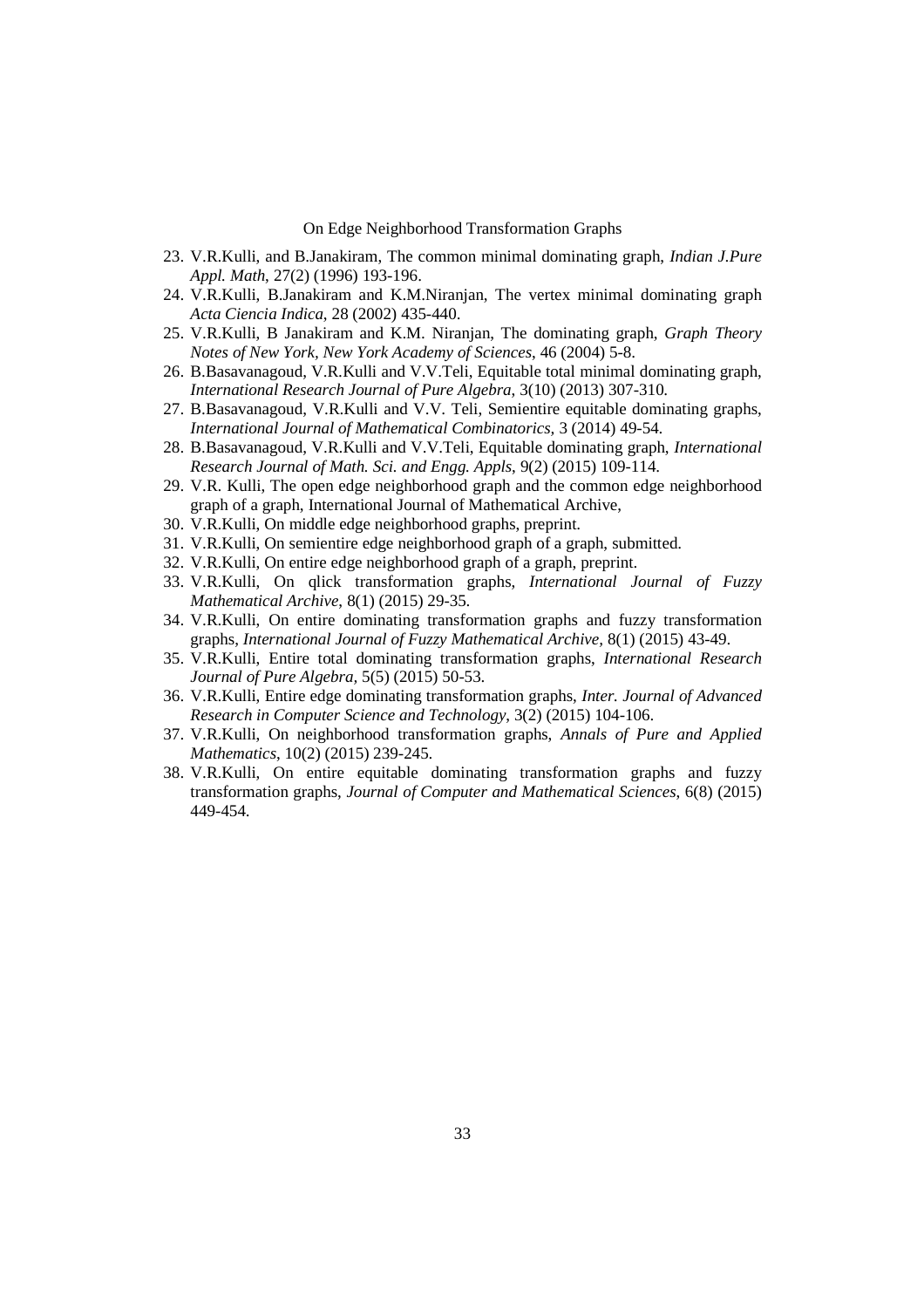23. V.R.Kulli, and B.Janakiram, The common minimal dominating graph, *Indian J.Pure Appl. Math*, 27(2) (1996) 193-196.
24. V.R.Kulli, B.Janakiram and K.M.Niranjan, The vertex minimal dominating graph *Acta Ciencia Indica*, 28 (2002) 435-440.
25. V.R.Kulli, B Janakiram and K.M. Niranjan, The dominating graph, *Graph Theory Notes of New York, New York Academy of Sciences*, 46 (2004) 5-8.
26. B.Basavanagoud, V.R.Kulli and V.V.Teli, Equitable total minimal dominating graph, *International Research Journal of Pure Algebra,* 3(10) (2013) 307-310.
27. B.Basavanagoud, V.R.Kulli and V.V. Teli, Semientire equitable dominating graphs, *International Journal of Mathematical Combinatorics,* 3 (2014) 49-54.
28. B.Basavanagoud, V.R.Kulli and V.V.Teli, Equitable dominating graph, *International Research Journal of Math. Sci. and Engg. Appls*, 9(2) (2015) 109-114.
29. V.R. Kulli, The open edge neighborhood graph and the common edge neighborhood graph of a graph, International Journal of Mathematical Archive,
30. V.R.Kulli, On middle edge neighborhood graphs, preprint.
31. V.R.Kulli, On semientire edge neighborhood graph of a graph, submitted.
32. V.R.Kulli, On entire edge neighborhood graph of a graph, preprint.
33. V.R.Kulli, On qlick transformation graphs, *International Journal of Fuzzy Mathematical Archive*, 8(1) (2015) 29-35.
34. V.R.Kulli, On entire dominating transformation graphs and fuzzy transformation graphs, *International Journal of Fuzzy Mathematical Archive*, 8(1) (2015) 43-49.
35. V.R.Kulli, Entire total dominating transformation graphs, *International Research Journal of Pure Algebra*, 5(5) (2015) 50-53.
36. V.R.Kulli, Entire edge dominating transformation graphs, *Inter. Journal of Advanced Research in Computer Science and Technology,* 3(2) (2015) 104-106.
37. V.R.Kulli, On neighborhood transformation graphs, *Annals of Pure and Applied Mathematics*, 10(2) (2015) 239-245.
38. V.R.Kulli, On entire equitable dominating transformation graphs and fuzzy transformation graphs, *Journal of Computer and Mathematical Sciences*, 6(8) (2015) 449-454.